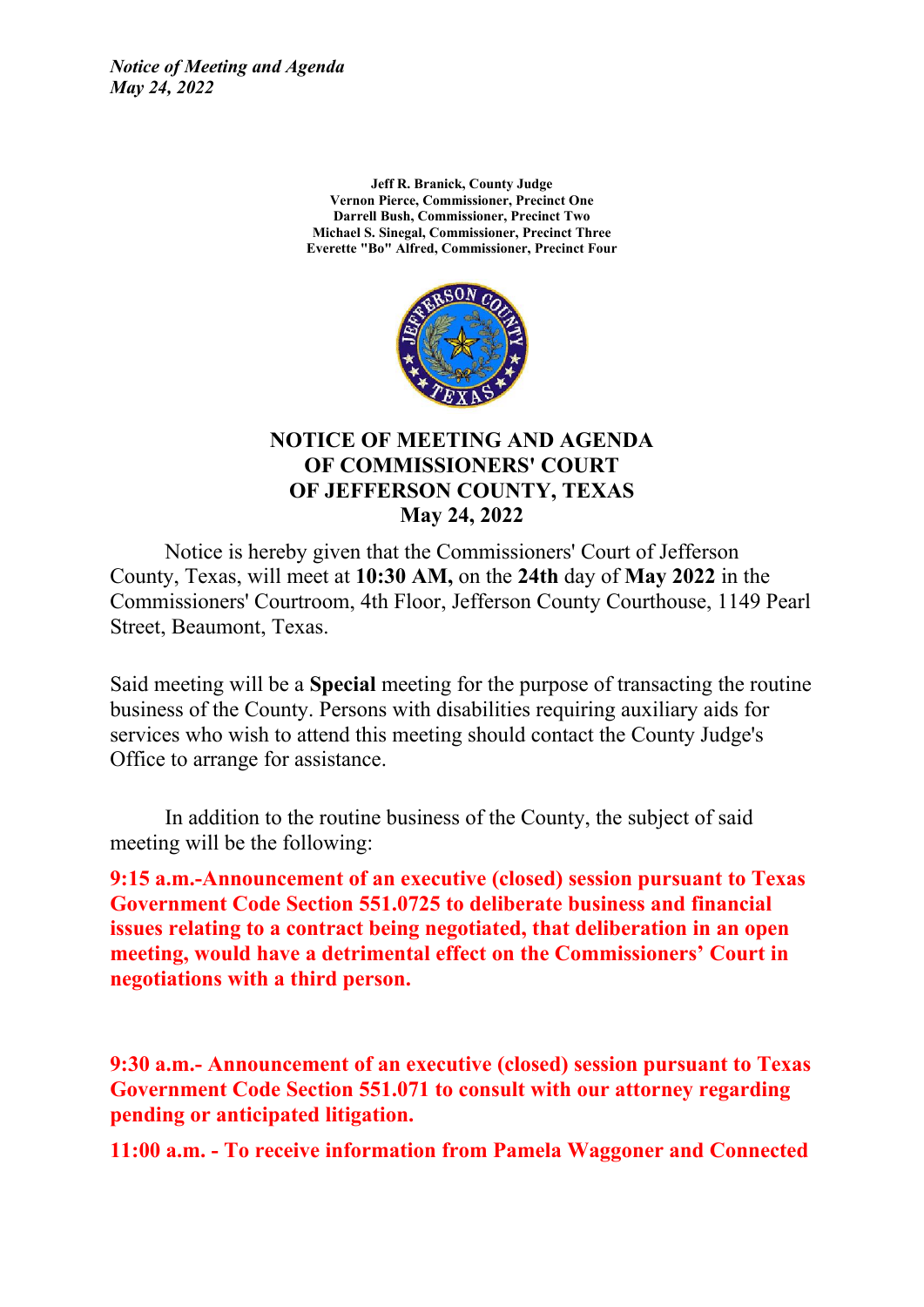*Notice of Meeting and Agenda*
*May 24, 2022*

**Jeff R. Branick, County Judge**
**Vernon Pierce, Commissioner, Precinct One**
**Darrell Bush, Commissioner, Precinct Two**
**Michael S. Sinegal, Commissioner, Precinct Three**
**Everette "Bo" Alfred, Commissioner, Precinct Four**

# NOTICE OF MEETING AND AGENDA OF COMMISSIONERS' COURT OF JEFFERSON COUNTY, TEXAS May 24, 2022

Notice is hereby given that the Commissioners' Court of Jefferson County, Texas, will meet at **10:30 AM,** on the **24th** day of **May 2022** in the Commissioners' Courtroom, 4th Floor, Jefferson County Courthouse, 1149 Pearl Street, Beaumont, Texas.

Said meeting will be a **Special** meeting for the purpose of transacting the routine business of the County. Persons with disabilities requiring auxiliary aids for services who wish to attend this meeting should contact the County Judge's Office to arrange for assistance.

In addition to the routine business of the County, the subject of said meeting will be the following:

**9:15 a.m.-Announcement of an executive (closed) session pursuant to Texas Government Code Section 551.0725 to deliberate business and financial issues relating to a contract being negotiated, that deliberation in an open meeting, would have a detrimental effect on the Commissioners' Court in negotiations with a third person.**

**9:30 a.m.- Announcement of an executive (closed) session pursuant to Texas Government Code Section 551.071 to consult with our attorney regarding pending or anticipated litigation.**

**11:00 a.m. - To receive information from Pamela Waggoner and Connected**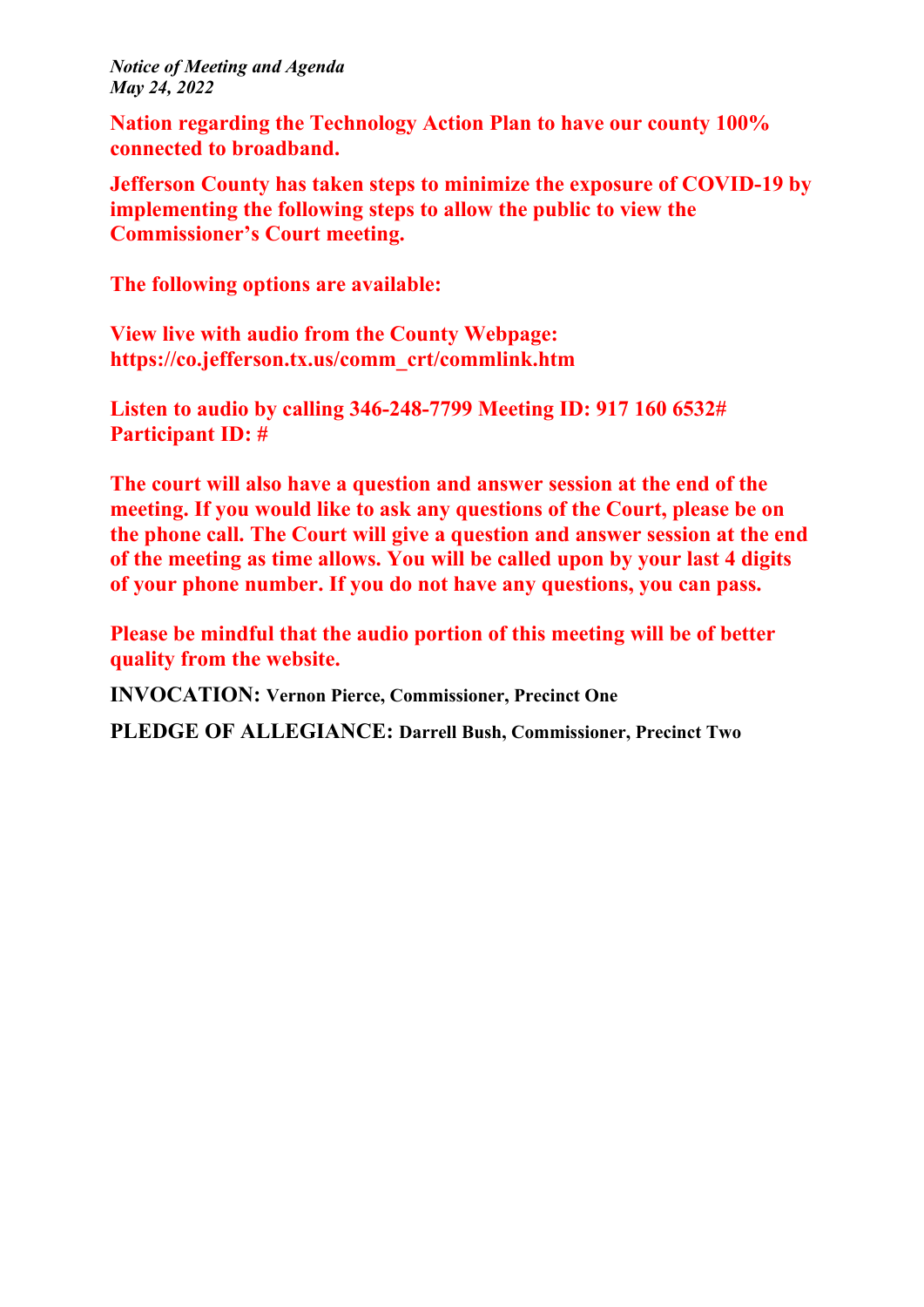**Nation regarding the Technology Action Plan to have our county 100% connected to broadband.**

**Jefferson County has taken steps to minimize the exposure of COVID-19 by implementing the following steps to allow the public to view the Commissioner's Court meeting.**

**The following options are available:**

**View live with audio from the County Webpage: https://co.jefferson.tx.us/comm_crt/commlink.htm**

**Listen to audio by calling 346-248-7799 Meeting ID: 917 160 6532# Participant ID: #**

**The court will also have a question and answer session at the end of the meeting. If you would like to ask any questions of the Court, please be on the phone call. The Court will give a question and answer session at the end of the meeting as time allows. You will be called upon by your last 4 digits of your phone number. If you do not have any questions, you can pass.**

**Please be mindful that the audio portion of this meeting will be of better quality from the website.**

**INVOCATION:** **Vernon Pierce, Commissioner, Precinct One**

**PLEDGE OF ALLEGIANCE:** **Darrell Bush, Commissioner, Precinct Two**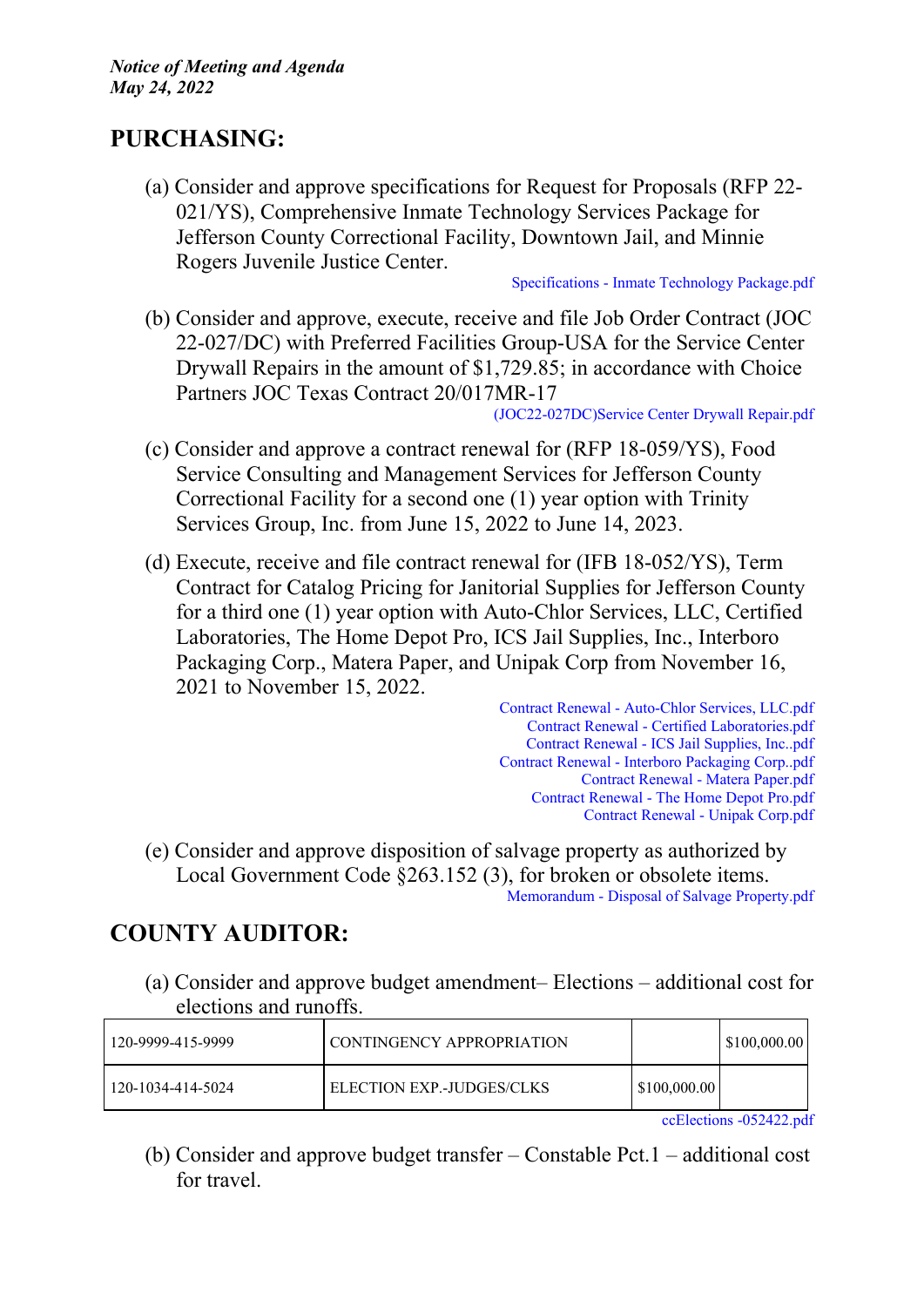*Notice of Meeting and Agenda*
*May 24, 2022*

## PURCHASING:

(a) Consider and approve specifications for Request for Proposals (RFP 22-021/YS), Comprehensive Inmate Technology Services Package for Jefferson County Correctional Facility, Downtown Jail, and Minnie Rogers Juvenile Justice Center.

Specifications - Inmate Technology Package.pdf

(b) Consider and approve, execute, receive and file Job Order Contract (JOC 22-027/DC) with Preferred Facilities Group-USA for the Service Center Drywall Repairs in the amount of $1,729.85; in accordance with Choice Partners JOC Texas Contract 20/017MR-17

(JOC22-027DC)Service Center Drywall Repair.pdf

(c) Consider and approve a contract renewal for (RFP 18-059/YS), Food Service Consulting and Management Services for Jefferson County Correctional Facility for a second one (1) year option with Trinity Services Group, Inc. from June 15, 2022 to June 14, 2023.

(d) Execute, receive and file contract renewal for (IFB 18-052/YS), Term Contract for Catalog Pricing for Janitorial Supplies for Jefferson County for a third one (1) year option with Auto-Chlor Services, LLC, Certified Laboratories, The Home Depot Pro, ICS Jail Supplies, Inc., Interboro Packaging Corp., Matera Paper, and Unipak Corp from November 16, 2021 to November 15, 2022.

Contract Renewal - Auto-Chlor Services, LLC.pdf
Contract Renewal - Certified Laboratories.pdf
Contract Renewal - ICS Jail Supplies, Inc..pdf
Contract Renewal - Interboro Packaging Corp..pdf
Contract Renewal - Matera Paper.pdf
Contract Renewal - The Home Depot Pro.pdf
Contract Renewal - Unipak Corp.pdf

(e) Consider and approve disposition of salvage property as authorized by Local Government Code §263.152 (3), for broken or obsolete items.

Memorandum - Disposal of Salvage Property.pdf

## COUNTY AUDITOR:

(a) Consider and approve budget amendment– Elections – additional cost for elections and runoffs.

| | | | |
|---|---|---|---|
| 120-9999-415-9999 | CONTINGENCY APPROPRIATION | | $100,000.00 |
| 120-1034-414-5024 | ELECTION EXP.-JUDGES/CLKS | $100,000.00 | |

ccElections -052422.pdf

(b) Consider and approve budget transfer – Constable Pct.1 – additional cost for travel.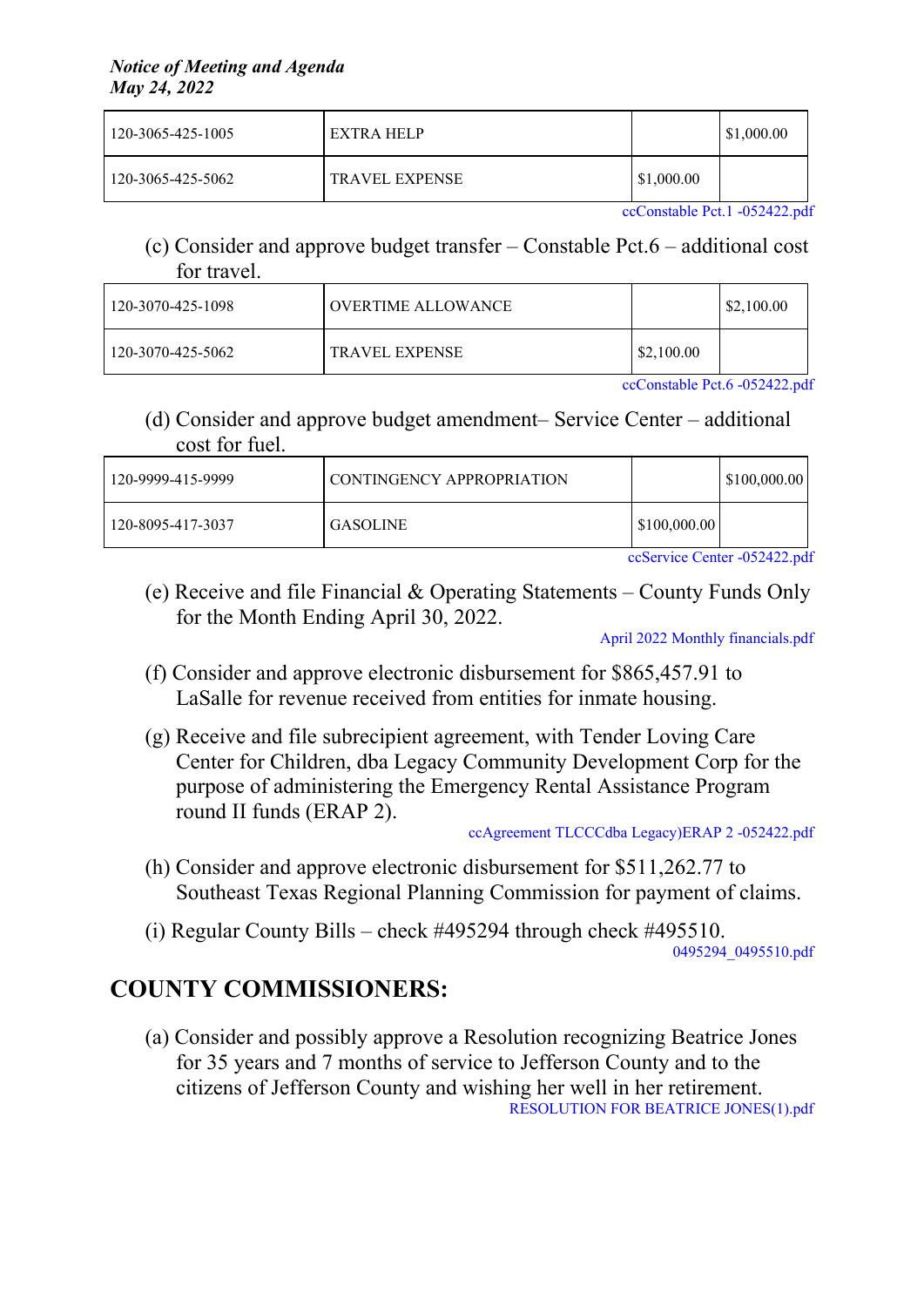| 120-3065-425-1005 | EXTRA HELP | | $1,000.00 |
|---|---|---|---|
| 120-3065-425-5062 | TRAVEL EXPENSE | $1,000.00 | |

ccConstable Pct.1 -052422.pdf

(c) Consider and approve budget transfer – Constable Pct.6 – additional cost for travel.

| 120-3070-425-1098 | OVERTIME ALLOWANCE | | $2,100.00 |
|---|---|---|---|
| 120-3070-425-5062 | TRAVEL EXPENSE | $2,100.00 | |

ccConstable Pct.6 -052422.pdf

(d) Consider and approve budget amendment– Service Center – additional cost for fuel.

| 120-9999-415-9999 | CONTINGENCY APPROPRIATION | | $100,000.00 |
|---|---|---|---|
| 120-8095-417-3037 | GASOLINE | $100,000.00 | |

ccService Center -052422.pdf

(e) Receive and file Financial & Operating Statements – County Funds Only for the Month Ending April 30, 2022.

April 2022 Monthly financials.pdf

(f) Consider and approve electronic disbursement for $865,457.91 to LaSalle for revenue received from entities for inmate housing.

(g) Receive and file subrecipient agreement, with Tender Loving Care Center for Children, dba Legacy Community Development Corp for the purpose of administering the Emergency Rental Assistance Program round II funds (ERAP 2).

ccAgreement TLCCCdba Legacy)ERAP 2 -052422.pdf

(h) Consider and approve electronic disbursement for $511,262.77 to Southeast Texas Regional Planning Commission for payment of claims.

(i) Regular County Bills – check #495294 through check #495510.

0495294_0495510.pdf

## COUNTY COMMISSIONERS:

(a) Consider and possibly approve a Resolution recognizing Beatrice Jones for 35 years and 7 months of service to Jefferson County and to the citizens of Jefferson County and wishing her well in her retirement.

RESOLUTION FOR BEATRICE JONES(1).pdf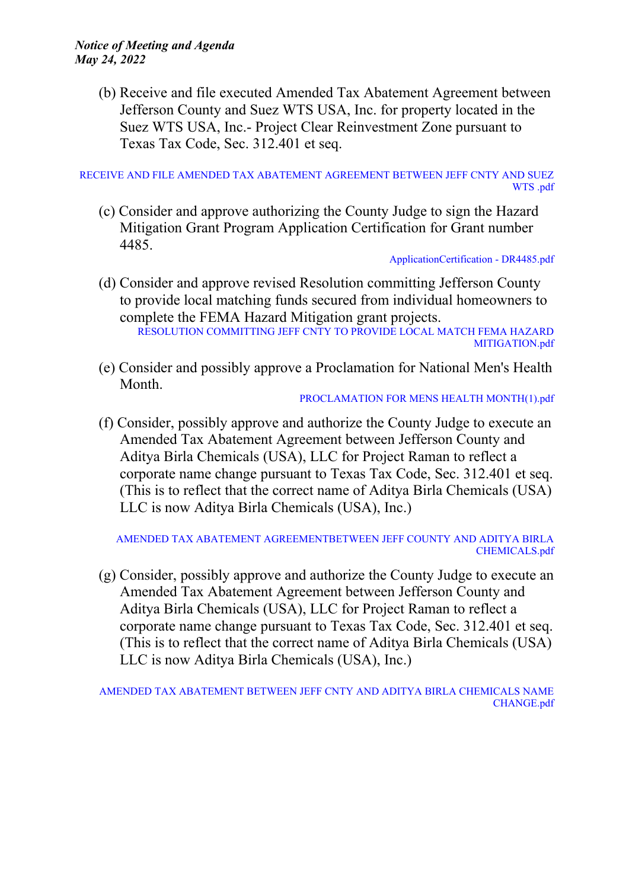(b) Receive and file executed Amended Tax Abatement Agreement between Jefferson County and Suez WTS USA, Inc. for property located in the Suez WTS USA, Inc.- Project Clear Reinvestment Zone pursuant to Texas Tax Code, Sec. 312.401 et seq.

RECEIVE AND FILE AMENDED TAX ABATEMENT AGREEMENT BETWEEN JEFF CNTY AND SUEZ WTS .pdf

(c) Consider and approve authorizing the County Judge to sign the Hazard Mitigation Grant Program Application Certification for Grant number 4485.

ApplicationCertification - DR4485.pdf

(d) Consider and approve revised Resolution committing Jefferson County to provide local matching funds secured from individual homeowners to complete the FEMA Hazard Mitigation grant projects.

RESOLUTION COMMITTING JEFF CNTY TO PROVIDE LOCAL MATCH FEMA HAZARD MITIGATION.pdf

(e) Consider and possibly approve a Proclamation for National Men's Health Month.

PROCLAMATION FOR MENS HEALTH MONTH(1).pdf

(f) Consider, possibly approve and authorize the County Judge to execute an Amended Tax Abatement Agreement between Jefferson County and Aditya Birla Chemicals (USA), LLC for Project Raman to reflect a corporate name change pursuant to Texas Tax Code, Sec. 312.401 et seq. (This is to reflect that the correct name of Aditya Birla Chemicals (USA) LLC is now Aditya Birla Chemicals (USA), Inc.)

AMENDED TAX ABATEMENT AGREEMENTBETWEEN JEFF COUNTY AND ADITYA BIRLA CHEMICALS.pdf

(g) Consider, possibly approve and authorize the County Judge to execute an Amended Tax Abatement Agreement between Jefferson County and Aditya Birla Chemicals (USA), LLC for Project Raman to reflect a corporate name change pursuant to Texas Tax Code, Sec. 312.401 et seq. (This is to reflect that the correct name of Aditya Birla Chemicals (USA) LLC is now Aditya Birla Chemicals (USA), Inc.)

AMENDED TAX ABATEMENT BETWEEN JEFF CNTY AND ADITYA BIRLA CHEMICALS NAME CHANGE.pdf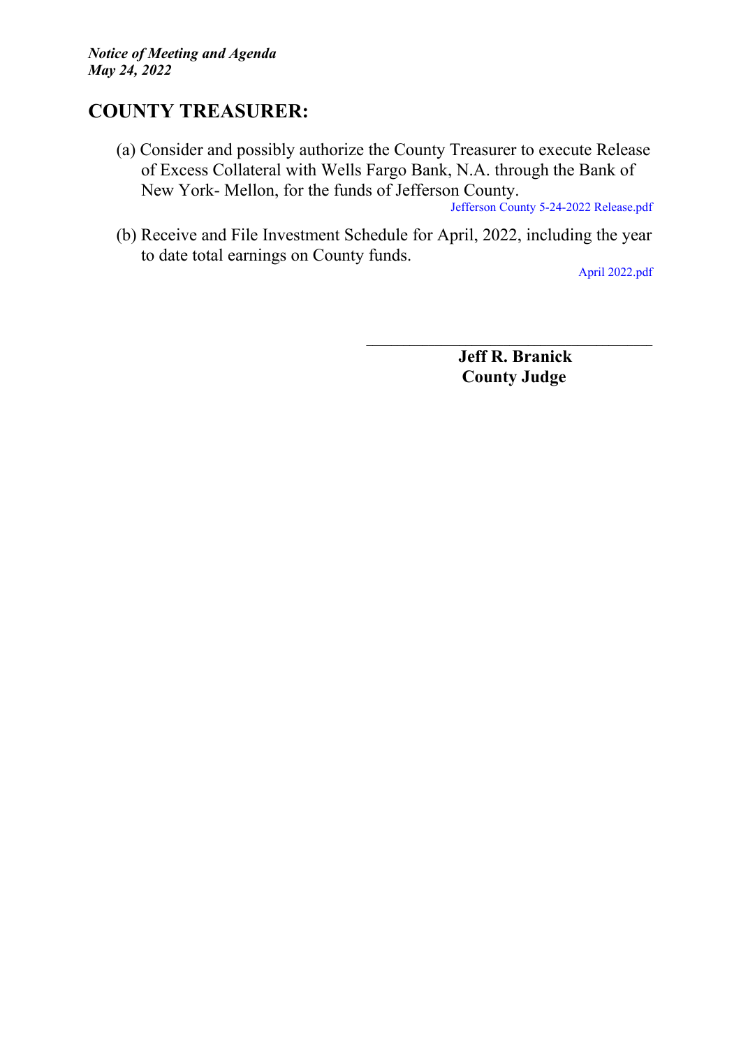## COUNTY TREASURER:

(a) Consider and possibly authorize the County Treasurer to execute Release of Excess Collateral with Wells Fargo Bank, N.A. through the Bank of New York- Mellon, for the funds of Jefferson County.

Jefferson County 5-24-2022 Release.pdf

(b) Receive and File Investment Schedule for April, 2022, including the year to date total earnings on County funds.

April 2022.pdf

______________________________

**Jeff R. Branick**
**County Judge**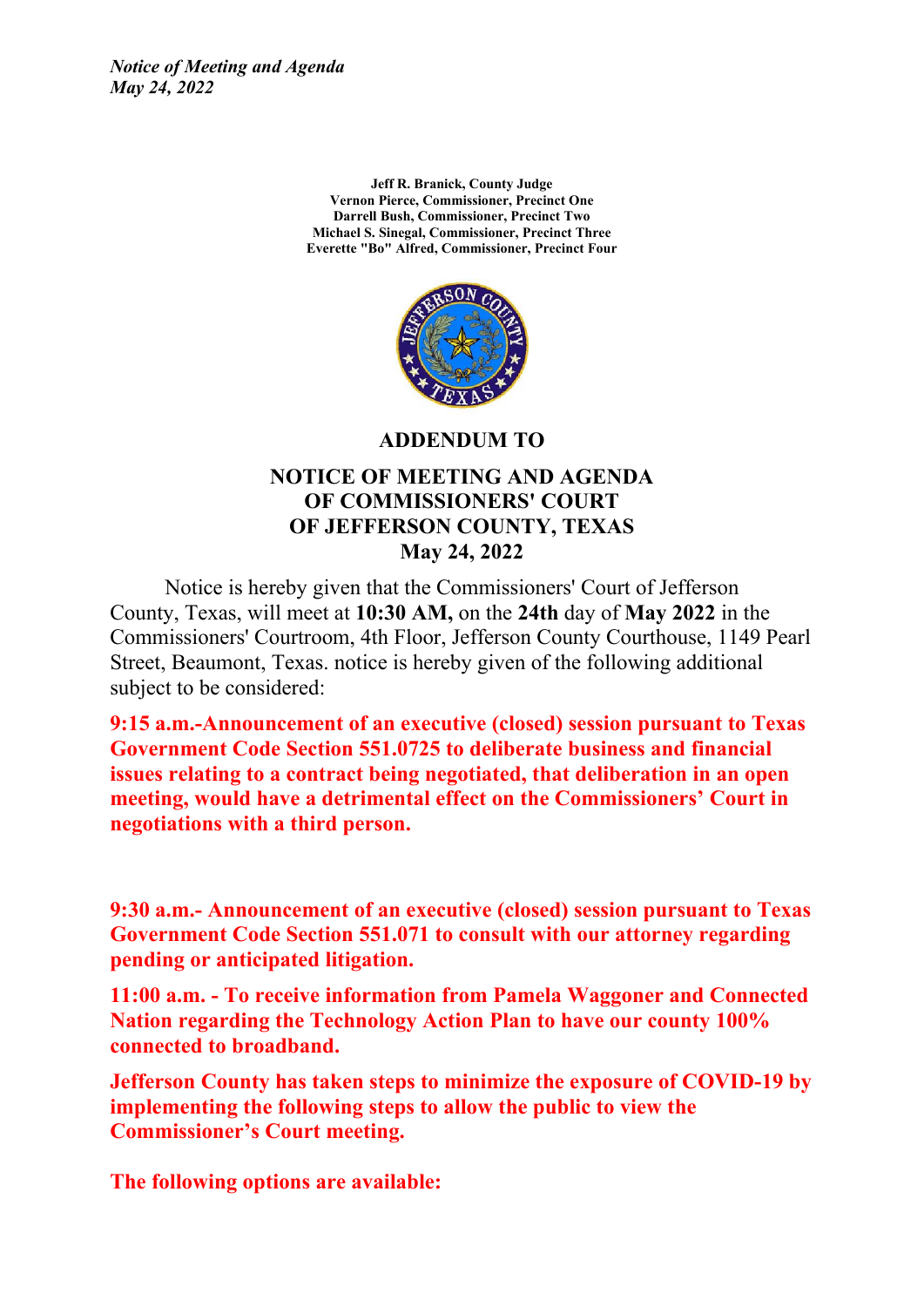*Notice of Meeting and Agenda*
*May 24, 2022*

**Jeff R. Branick, County Judge**
**Vernon Pierce, Commissioner, Precinct One**
**Darrell Bush, Commissioner, Precinct Two**
**Michael S. Sinegal, Commissioner, Precinct Three**
**Everette "Bo" Alfred, Commissioner, Precinct Four**

## ADDENDUM TO

## NOTICE OF MEETING AND AGENDA OF COMMISSIONERS' COURT OF JEFFERSON COUNTY, TEXAS May 24, 2022

Notice is hereby given that the Commissioners' Court of Jefferson County, Texas, will meet at **10:30 AM,** on the **24th** day of **May 2022** in the Commissioners' Courtroom, 4th Floor, Jefferson County Courthouse, 1149 Pearl Street, Beaumont, Texas. notice is hereby given of the following additional subject to be considered:

**9:15 a.m.-Announcement of an executive (closed) session pursuant to Texas Government Code Section 551.0725 to deliberate business and financial issues relating to a contract being negotiated, that deliberation in an open meeting, would have a detrimental effect on the Commissioners' Court in negotiations with a third person.**

**9:30 a.m.- Announcement of an executive (closed) session pursuant to Texas Government Code Section 551.071 to consult with our attorney regarding pending or anticipated litigation.**

**11:00 a.m. - To receive information from Pamela Waggoner and Connected Nation regarding the Technology Action Plan to have our county 100% connected to broadband.**

**Jefferson County has taken steps to minimize the exposure of COVID-19 by implementing the following steps to allow the public to view the Commissioner's Court meeting.**

**The following options are available:**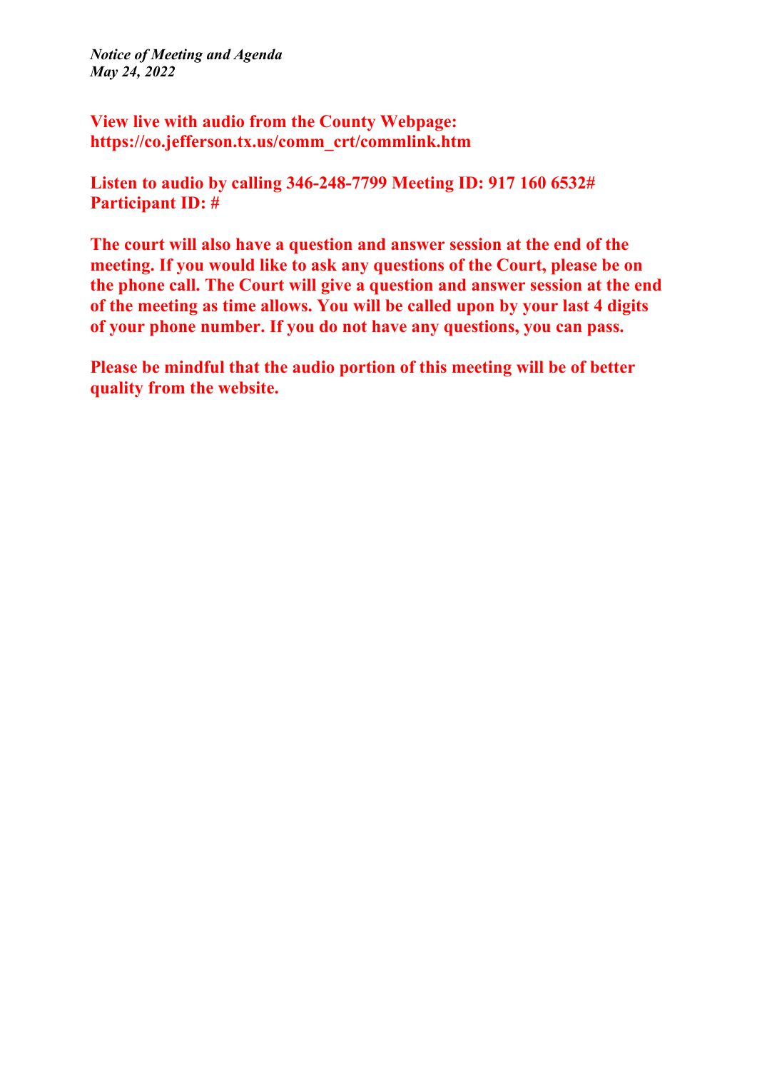*Notice of Meeting and Agenda*
*May 24, 2022*

**View live with audio from the County Webpage: https://co.jefferson.tx.us/comm_crt/commlink.htm**

**Listen to audio by calling 346-248-7799 Meeting ID: 917 160 6532# Participant ID: #**

**The court will also have a question and answer session at the end of the meeting. If you would like to ask any questions of the Court, please be on the phone call. The Court will give a question and answer session at the end of the meeting as time allows. You will be called upon by your last 4 digits of your phone number. If you do not have any questions, you can pass.**

**Please be mindful that the audio portion of this meeting will be of better quality from the website.**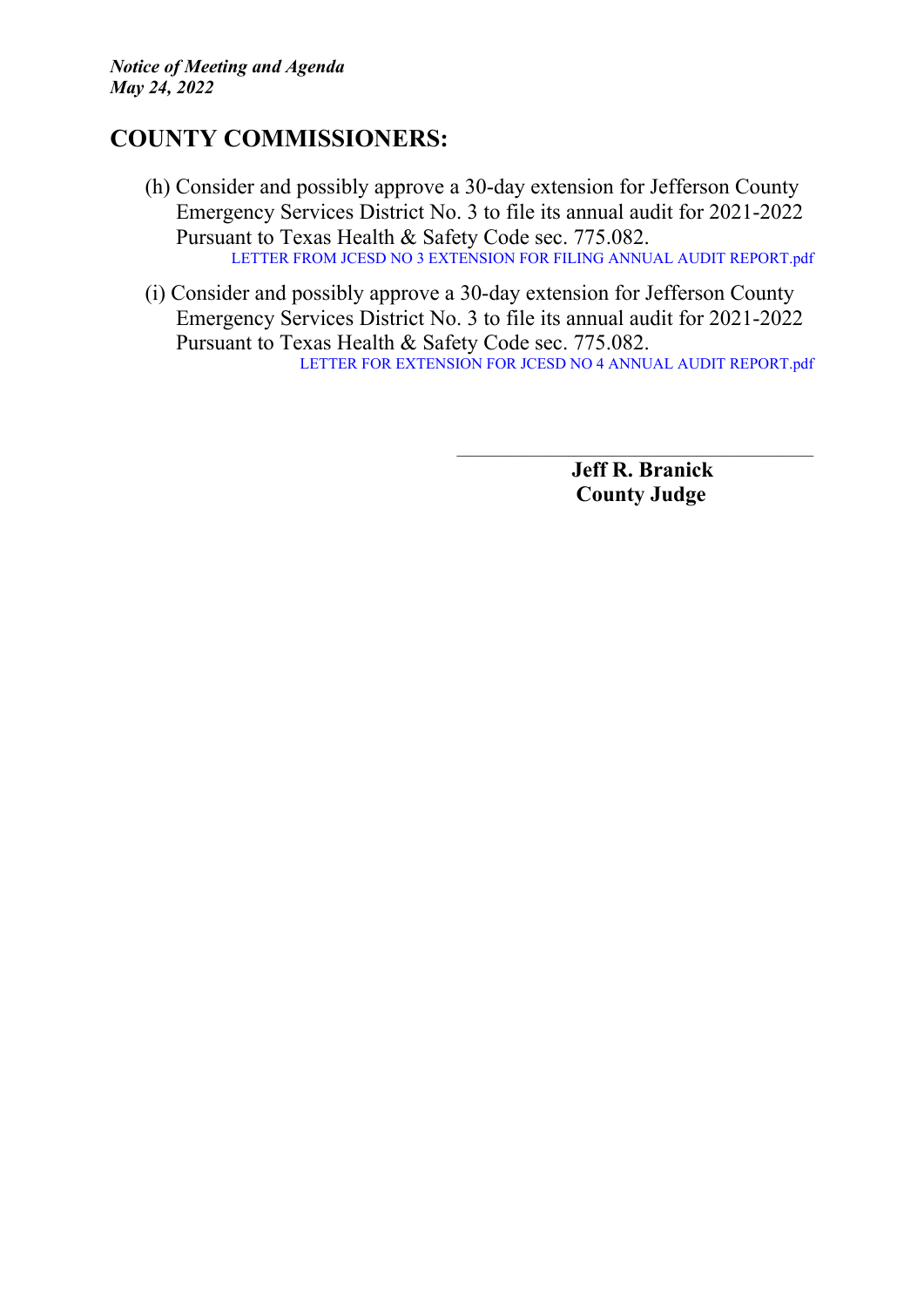*Notice of Meeting and Agenda*
*May 24, 2022*

## COUNTY COMMISSIONERS:

(h) Consider and possibly approve a 30-day extension for Jefferson County Emergency Services District No. 3 to file its annual audit for 2021-2022 Pursuant to Texas Health & Safety Code sec. 775.082.
LETTER FROM JCESD NO 3 EXTENSION FOR FILING ANNUAL AUDIT REPORT.pdf

(i) Consider and possibly approve a 30-day extension for Jefferson County Emergency Services District No. 3 to file its annual audit for 2021-2022 Pursuant to Texas Health & Safety Code sec. 775.082.
LETTER FOR EXTENSION FOR JCESD NO 4 ANNUAL AUDIT REPORT.pdf

\_\_\_\_\_\_\_\_\_\_\_\_\_\_\_\_\_\_\_\_\_\_\_\_\_\_\_\_\_\_\_\_\_\_\_\_

**Jeff R. Branick**
**County Judge**